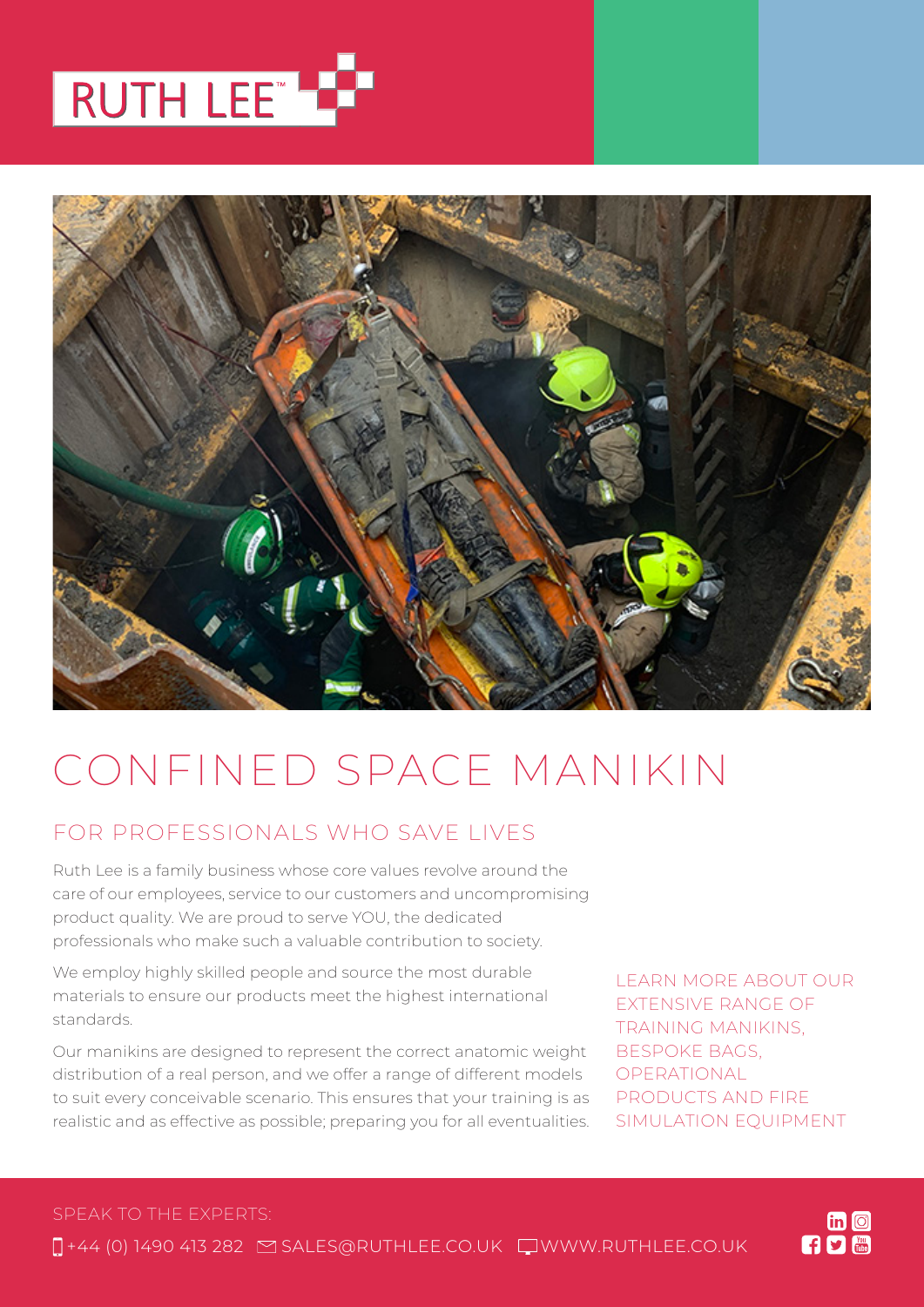RUTH LEE™

# CONFINED SPACE MANIKIN

## FOR PROFESSIONALS WHO SAVE LIVES

Ruth Lee is a family business whose core values revolve around the care of our employees, service to our customers and uncompromising product quality. We are proud to serve YOU, the dedicated professionals who make such a valuable contribution to society.

We employ highly skilled people and source the most durable materials to ensure our products meet the highest international standards.

Our manikins are designed to represent the correct anatomic weight distribution of a real person, and we offer a range of different models to suit every conceivable scenario. This ensures that your training is as realistic and as effective as possible; preparing you for all eventualities.

LEARN MORE ABOUT OUR EXTENSIVE RANGE OF TRAINING MANIKINS, BESPOKE BAGS, OPERATIONAL PRODUCTS AND FIRE SIMULATION EQUIPMENT

SPEAK TO THE EXPERTS:

+44 (0) 1490 413 282 SALES@RUTHLEE.CO.UK WWW.RUTHLEE.CO.UK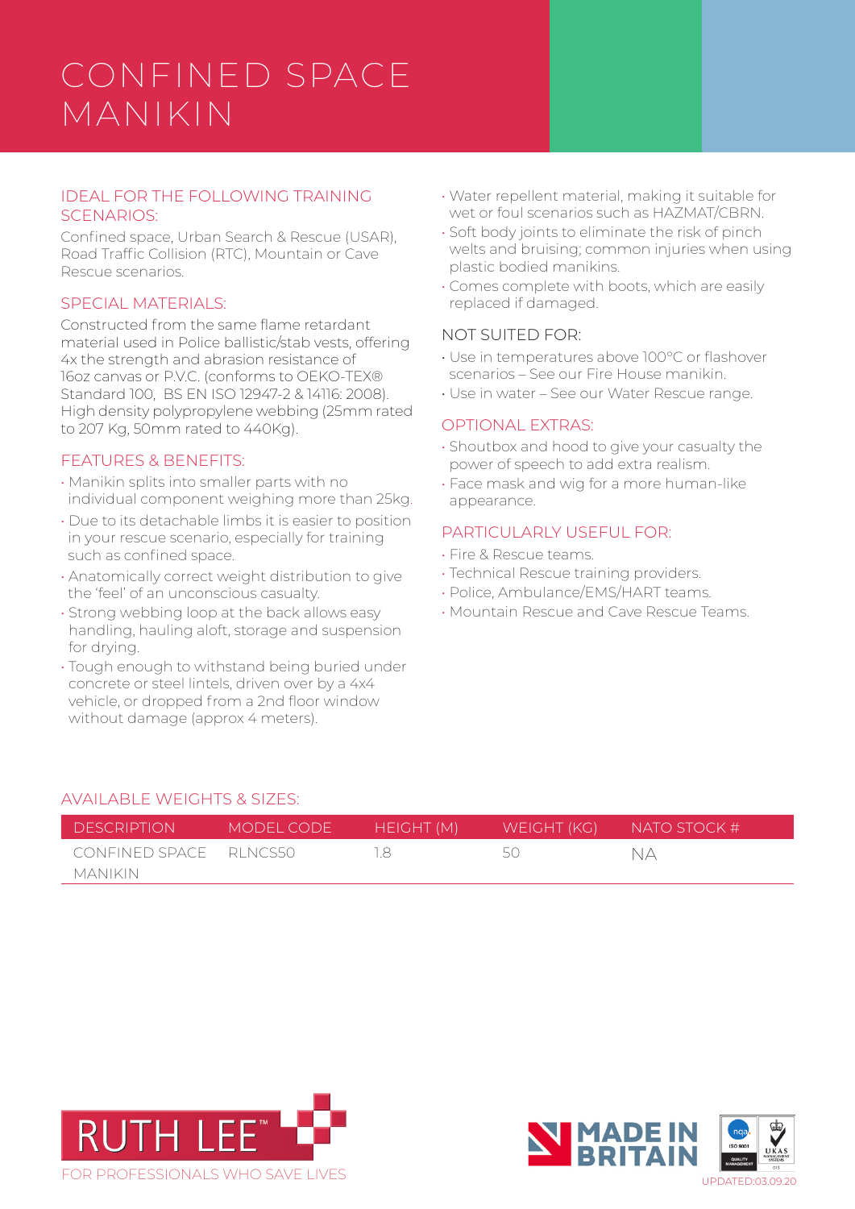# CONFINED SPACE MANIKIN

## IDEAL FOR THE FOLLOWING TRAINING SCENARIOS:

Confined space, Urban Search & Rescue (USAR), Road Traffic Collision (RTC), Mountain or Cave Rescue scenarios.

## SPECIAL MATERIALS:

Constructed from the same flame retardant material used in Police ballistic/stab vests, offering 4x the strength and abrasion resistance of 16oz canvas or P.V.C. (conforms to OEKO-TEX® Standard 100, BS EN ISO 12947-2 & 14116: 2008). High density polypropylene webbing (25mm rated to 207 Kg, 50mm rated to 440Kg).

## FEATURES & BENEFITS:

- Manikin splits into smaller parts with no individual component weighing more than 25kg.
- Due to its detachable limbs it is easier to position in your rescue scenario, especially for training such as confined space.
- Anatomically correct weight distribution to give the 'feel' of an unconscious casualty.
- Strong webbing loop at the back allows easy handling, hauling aloft, storage and suspension for drying.
- Tough enough to withstand being buried under concrete or steel lintels, driven over by a 4x4 vehicle, or dropped from a 2nd floor window without damage (approx 4 meters).
- Water repellent material, making it suitable for wet or foul scenarios such as HAZMAT/CBRN.
- Soft body joints to eliminate the risk of pinch welts and bruising; common injuries when using plastic bodied manikins.
- Comes complete with boots, which are easily replaced if damaged.

## NOT SUITED FOR:

- Use in temperatures above 100°C or flashover scenarios – See our Fire House manikin.
- Use in water – See our Water Rescue range.

## OPTIONAL EXTRAS:

- Shoutbox and hood to give your casualty the power of speech to add extra realism.
- Face mask and wig for a more human-like appearance.

## PARTICULARLY USEFUL FOR:

- Fire & Rescue teams.
- Technical Rescue training providers.
- Police, Ambulance/EMS/HART teams.
- Mountain Rescue and Cave Rescue Teams.

## AVAILABLE WEIGHTS & SIZES:

| DESCRIPTION | MODEL CODE | HEIGHT (M) | WEIGHT (KG) | NATO STOCK # |
|---|---|---|---|---|
| CONFINED SPACE MANIKIN | RLNCS50 | 1.8 | 50 | NA |

RUTH LEE™

FOR PROFESSIONALS WHO SAVE LIVES

MADE IN BRITAIN

UPDATED:03.09.20